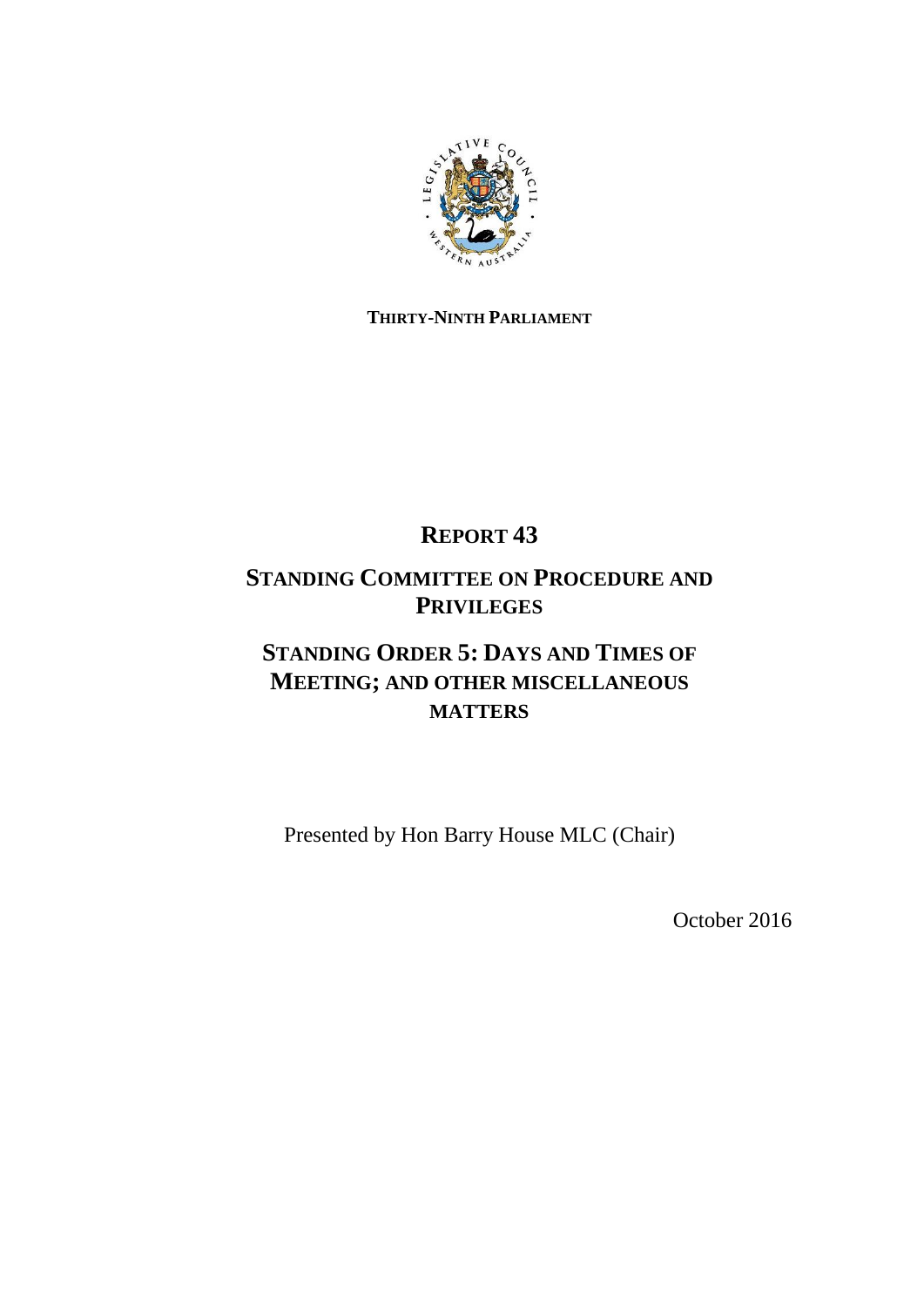**THIRTY-NINTH PARLIAMENT**

# REPORT 43

## STANDING COMMITTEE ON PROCEDURE AND PRIVILEGES

## STANDING ORDER 5: DAYS AND TIMES OF MEETING; AND OTHER MISCELLANEOUS MATTERS

Presented by Hon Barry House MLC (Chair)

October 2016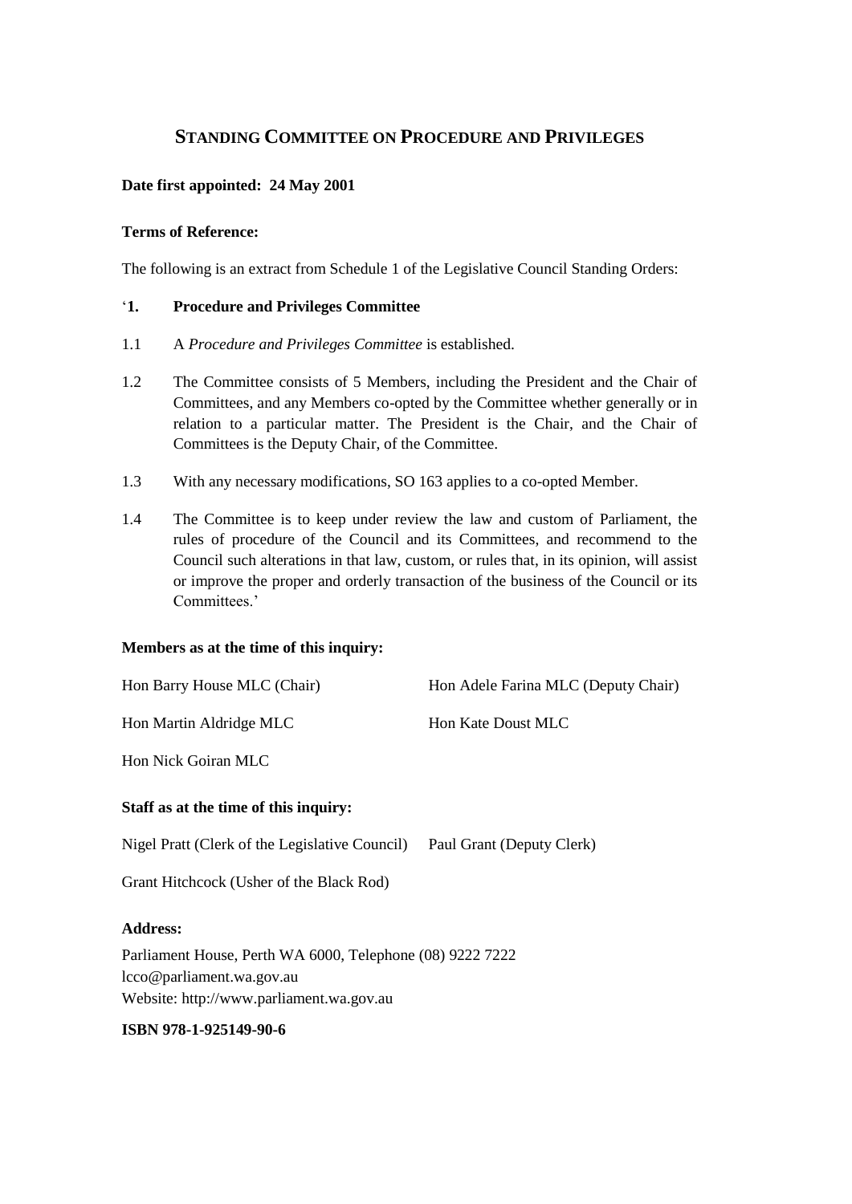# STANDING COMMITTEE ON PROCEDURE AND PRIVILEGES

**Date first appointed: 24 May 2001**

**Terms of Reference:**

The following is an extract from Schedule 1 of the Legislative Council Standing Orders:

'**1. Procedure and Privileges Committee**

1.1 A *Procedure and Privileges Committee* is established.

1.2 The Committee consists of 5 Members, including the President and the Chair of Committees, and any Members co-opted by the Committee whether generally or in relation to a particular matter. The President is the Chair, and the Chair of Committees is the Deputy Chair, of the Committee.

1.3 With any necessary modifications, SO 163 applies to a co-opted Member.

1.4 The Committee is to keep under review the law and custom of Parliament, the rules of procedure of the Council and its Committees, and recommend to the Council such alterations in that law, custom, or rules that, in its opinion, will assist or improve the proper and orderly transaction of the business of the Council or its Committees.'

**Members as at the time of this inquiry:**

Hon Barry House MLC (Chair)

Hon Adele Farina MLC (Deputy Chair)

Hon Martin Aldridge MLC

Hon Kate Doust MLC

Hon Nick Goiran MLC

**Staff as at the time of this inquiry:**

Nigel Pratt (Clerk of the Legislative Council)

Paul Grant (Deputy Clerk)

Grant Hitchcock (Usher of the Black Rod)

**Address:**

Parliament House, Perth WA 6000, Telephone (08) 9222 7222
lcco@parliament.wa.gov.au
Website: http://www.parliament.wa.gov.au

**ISBN 978-1-925149-90-6**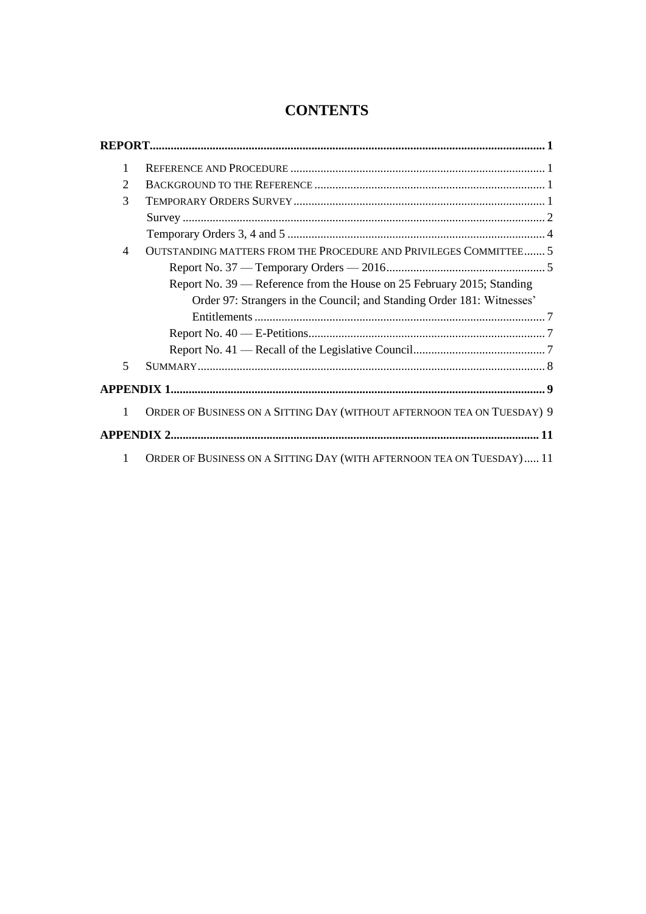# CONTENTS

**REPORT** .................................................. **1**

1 REFERENCE AND PROCEDURE .................................................. 1

2 BACKGROUND TO THE REFERENCE .................................................. 1

3 TEMPORARY ORDERS SURVEY .................................................. 1

Survey .................................................. 2

Temporary Orders 3, 4 and 5 .................................................. 4

4 OUTSTANDING MATTERS FROM THE PROCEDURE AND PRIVILEGES COMMITTEE ....... 5

Report No. 37 — Temporary Orders — 2016 .................................................. 5

Report No. 39 — Reference from the House on 25 February 2015; Standing Order 97: Strangers in the Council; and Standing Order 181: Witnesses' Entitlements .................................................. 7

Report No. 40 — E-Petitions .................................................. 7

Report No. 41 — Recall of the Legislative Council .................................................. 7

5 SUMMARY .................................................. 8

**APPENDIX 1** .................................................. **9**

1 ORDER OF BUSINESS ON A SITTING DAY (WITHOUT AFTERNOON TEA ON TUESDAY) 9

**APPENDIX 2** .................................................. **11**

1 ORDER OF BUSINESS ON A SITTING DAY (WITH AFTERNOON TEA ON TUESDAY) ..... 11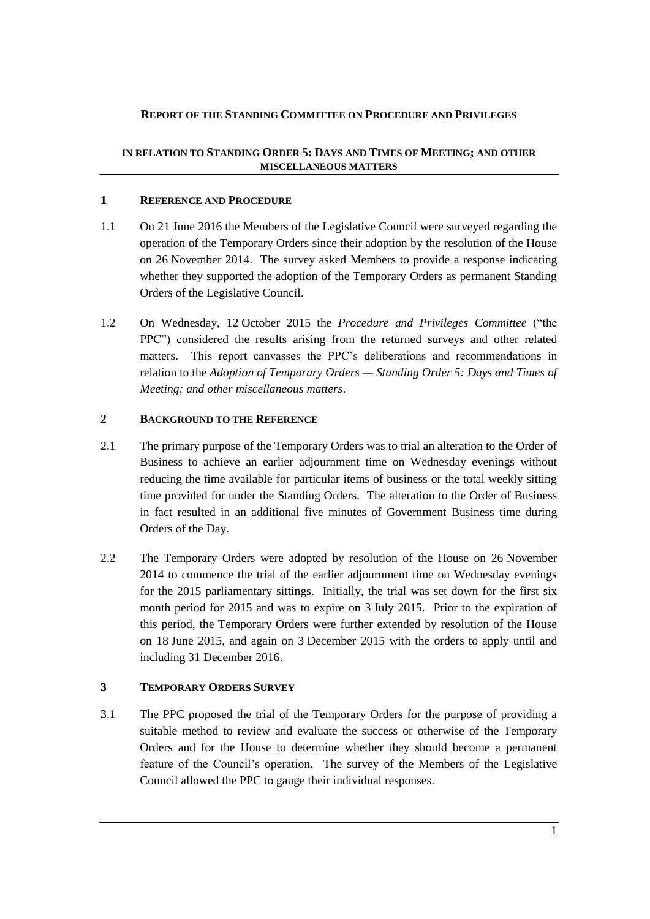**REPORT OF THE STANDING COMMITTEE ON PROCEDURE AND PRIVILEGES**

**IN RELATION TO STANDING ORDER 5: DAYS AND TIMES OF MEETING; AND OTHER MISCELLANEOUS MATTERS**

## 1 REFERENCE AND PROCEDURE

1.1 On 21 June 2016 the Members of the Legislative Council were surveyed regarding the operation of the Temporary Orders since their adoption by the resolution of the House on 26 November 2014. The survey asked Members to provide a response indicating whether they supported the adoption of the Temporary Orders as permanent Standing Orders of the Legislative Council.

1.2 On Wednesday, 12 October 2015 the *Procedure and Privileges Committee* ("the PPC") considered the results arising from the returned surveys and other related matters. This report canvasses the PPC's deliberations and recommendations in relation to the *Adoption of Temporary Orders — Standing Order 5: Days and Times of Meeting; and other miscellaneous matters*.

## 2 BACKGROUND TO THE REFERENCE

2.1 The primary purpose of the Temporary Orders was to trial an alteration to the Order of Business to achieve an earlier adjournment time on Wednesday evenings without reducing the time available for particular items of business or the total weekly sitting time provided for under the Standing Orders. The alteration to the Order of Business in fact resulted in an additional five minutes of Government Business time during Orders of the Day.

2.2 The Temporary Orders were adopted by resolution of the House on 26 November 2014 to commence the trial of the earlier adjournment time on Wednesday evenings for the 2015 parliamentary sittings. Initially, the trial was set down for the first six month period for 2015 and was to expire on 3 July 2015. Prior to the expiration of this period, the Temporary Orders were further extended by resolution of the House on 18 June 2015, and again on 3 December 2015 with the orders to apply until and including 31 December 2016.

## 3 TEMPORARY ORDERS SURVEY

3.1 The PPC proposed the trial of the Temporary Orders for the purpose of providing a suitable method to review and evaluate the success or otherwise of the Temporary Orders and for the House to determine whether they should become a permanent feature of the Council's operation. The survey of the Members of the Legislative Council allowed the PPC to gauge their individual responses.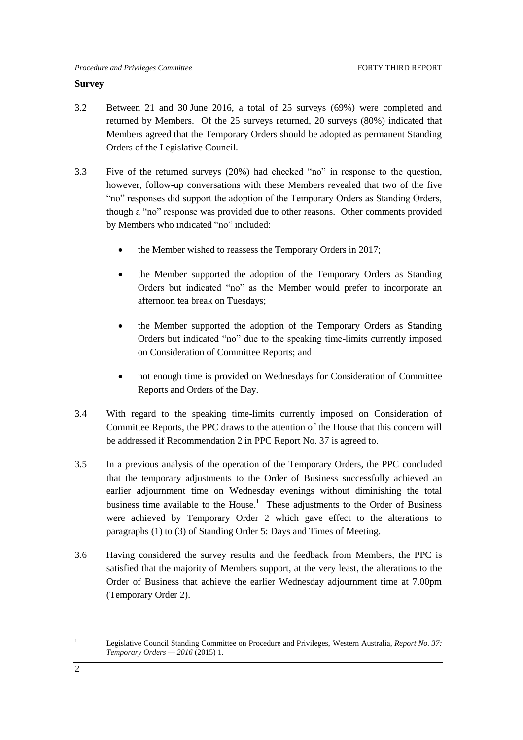**Survey**

3.2 Between 21 and 30 June 2016, a total of 25 surveys (69%) were completed and returned by Members. Of the 25 surveys returned, 20 surveys (80%) indicated that Members agreed that the Temporary Orders should be adopted as permanent Standing Orders of the Legislative Council.

3.3 Five of the returned surveys (20%) had checked "no" in response to the question, however, follow-up conversations with these Members revealed that two of the five "no" responses did support the adoption of the Temporary Orders as Standing Orders, though a "no" response was provided due to other reasons. Other comments provided by Members who indicated "no" included:

- the Member wished to reassess the Temporary Orders in 2017;
- the Member supported the adoption of the Temporary Orders as Standing Orders but indicated "no" as the Member would prefer to incorporate an afternoon tea break on Tuesdays;
- the Member supported the adoption of the Temporary Orders as Standing Orders but indicated "no" due to the speaking time-limits currently imposed on Consideration of Committee Reports; and
- not enough time is provided on Wednesdays for Consideration of Committee Reports and Orders of the Day.

3.4 With regard to the speaking time-limits currently imposed on Consideration of Committee Reports, the PPC draws to the attention of the House that this concern will be addressed if Recommendation 2 in PPC Report No. 37 is agreed to.

3.5 In a previous analysis of the operation of the Temporary Orders, the PPC concluded that the temporary adjustments to the Order of Business successfully achieved an earlier adjournment time on Wednesday evenings without diminishing the total business time available to the House.[1] These adjustments to the Order of Business were achieved by Temporary Order 2 which gave effect to the alterations to paragraphs (1) to (3) of Standing Order 5: Days and Times of Meeting.

3.6 Having considered the survey results and the feedback from Members, the PPC is satisfied that the majority of Members support, at the very least, the alterations to the Order of Business that achieve the earlier Wednesday adjournment time at 7.00pm (Temporary Order 2).

---

[1] Legislative Council Standing Committee on Procedure and Privileges, Western Australia, *Report No. 37: Temporary Orders — 2016* (2015) 1.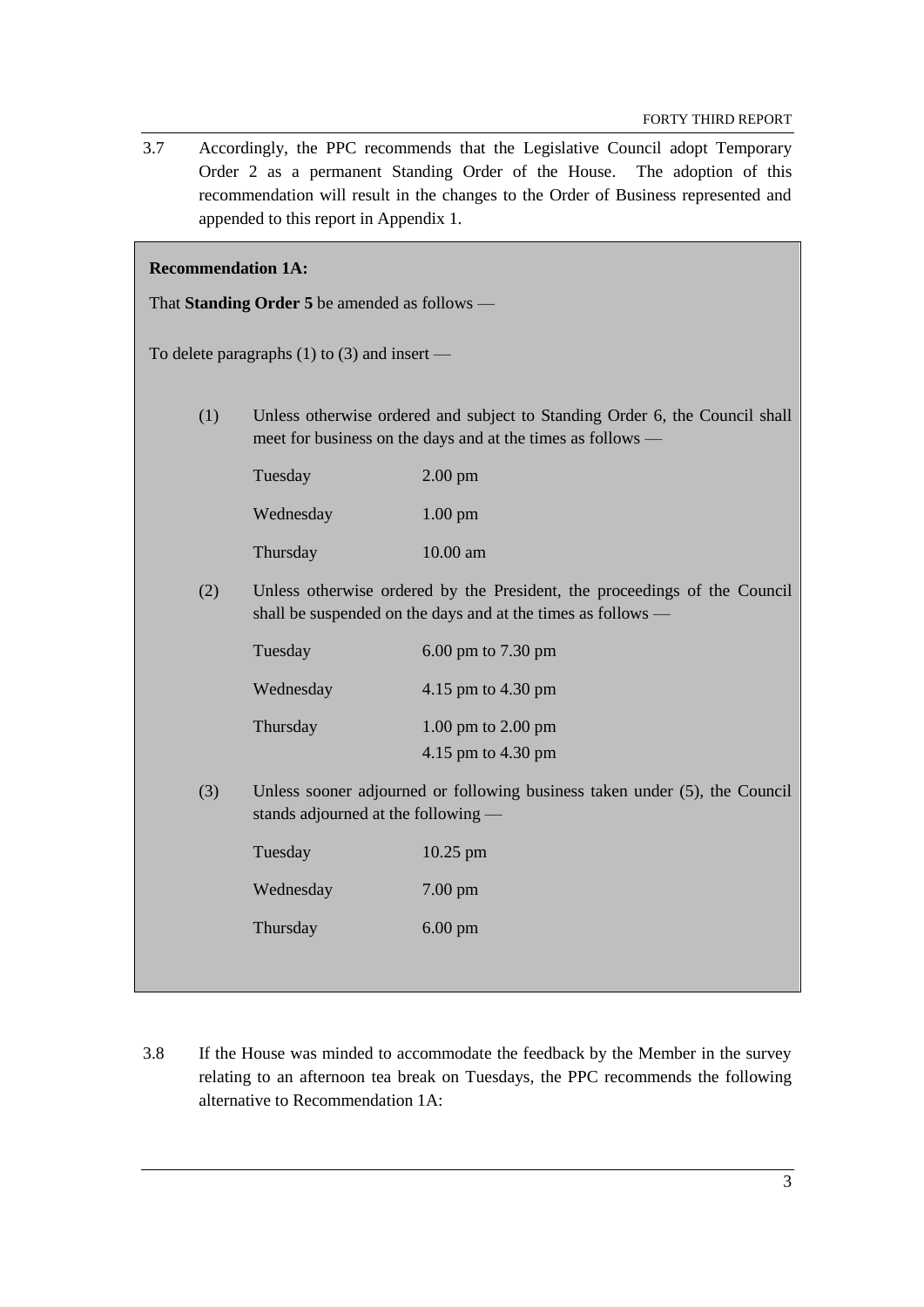3.7 Accordingly, the PPC recommends that the Legislative Council adopt Temporary Order 2 as a permanent Standing Order of the House. The adoption of this recommendation will result in the changes to the Order of Business represented and appended to this report in Appendix 1.

**Recommendation 1A:**

That **Standing Order 5** be amended as follows —

To delete paragraphs (1) to (3) and insert —

(1) Unless otherwise ordered and subject to Standing Order 6, the Council shall meet for business on the days and at the times as follows —

| | |
|---|---|
| Tuesday | 2.00 pm |
| Wednesday | 1.00 pm |
| Thursday | 10.00 am |

(2) Unless otherwise ordered by the President, the proceedings of the Council shall be suspended on the days and at the times as follows —

| | |
|---|---|
| Tuesday | 6.00 pm to 7.30 pm |
| Wednesday | 4.15 pm to 4.30 pm |
| Thursday | 1.00 pm to 2.00 pm<br>4.15 pm to 4.30 pm |

(3) Unless sooner adjourned or following business taken under (5), the Council stands adjourned at the following —

| | |
|---|---|
| Tuesday | 10.25 pm |
| Wednesday | 7.00 pm |
| Thursday | 6.00 pm |

3.8 If the House was minded to accommodate the feedback by the Member in the survey relating to an afternoon tea break on Tuesdays, the PPC recommends the following alternative to Recommendation 1A: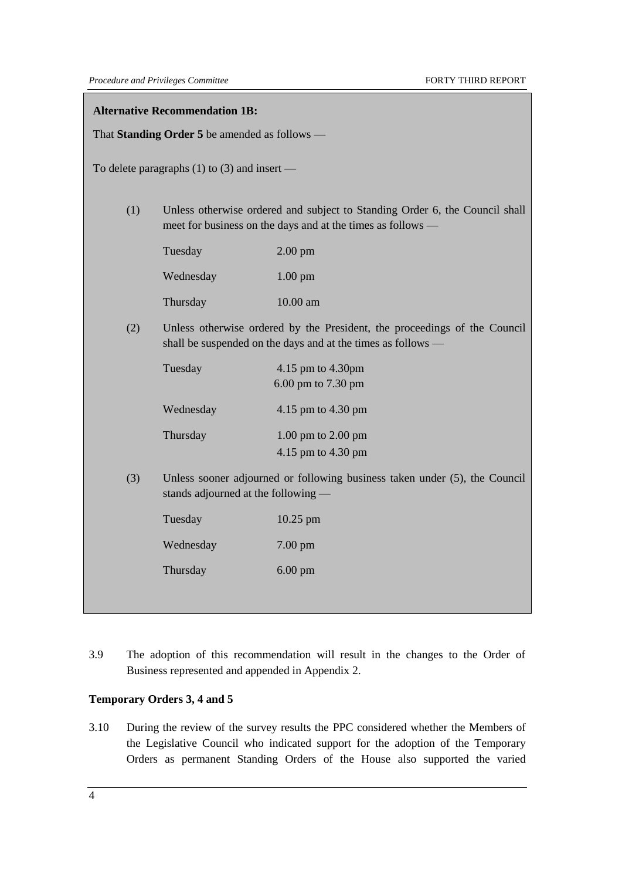**Alternative Recommendation 1B:**

That **Standing Order 5** be amended as follows —

To delete paragraphs (1) to (3) and insert —

(1) Unless otherwise ordered and subject to Standing Order 6, the Council shall meet for business on the days and at the times as follows —

| | |
|---|---|
| Tuesday | 2.00 pm |
| Wednesday | 1.00 pm |
| Thursday | 10.00 am |

(2) Unless otherwise ordered by the President, the proceedings of the Council shall be suspended on the days and at the times as follows —

| | |
|---|---|
| Tuesday | 4.15 pm to 4.30pm<br>6.00 pm to 7.30 pm |
| Wednesday | 4.15 pm to 4.30 pm |
| Thursday | 1.00 pm to 2.00 pm<br>4.15 pm to 4.30 pm |

(3) Unless sooner adjourned or following business taken under (5), the Council stands adjourned at the following —

| | |
|---|---|
| Tuesday | 10.25 pm |
| Wednesday | 7.00 pm |
| Thursday | 6.00 pm |

3.9 The adoption of this recommendation will result in the changes to the Order of Business represented and appended in Appendix 2.

**Temporary Orders 3, 4 and 5**

3.10 During the review of the survey results the PPC considered whether the Members of the Legislative Council who indicated support for the adoption of the Temporary Orders as permanent Standing Orders of the House also supported the varied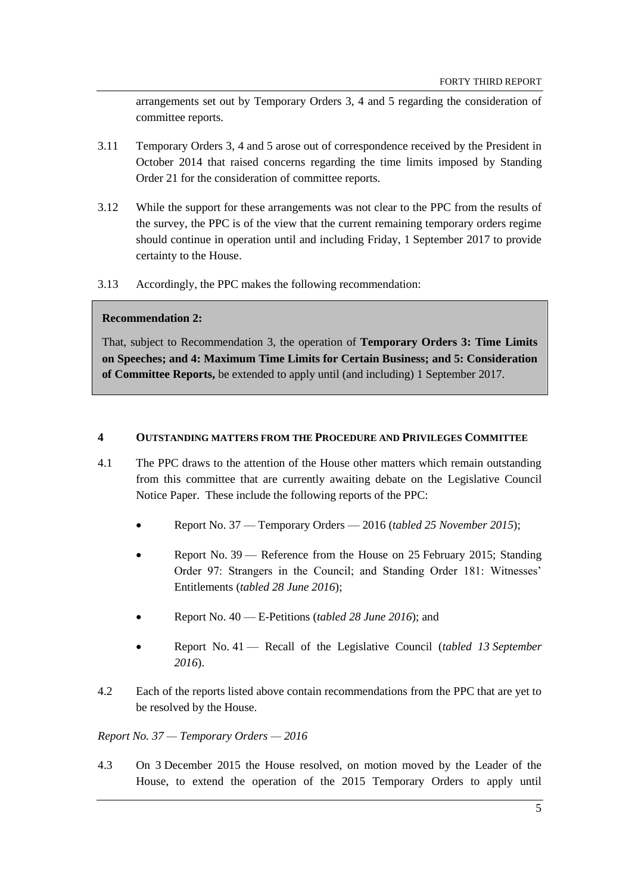arrangements set out by Temporary Orders 3, 4 and 5 regarding the consideration of committee reports.

3.11 Temporary Orders 3, 4 and 5 arose out of correspondence received by the President in October 2014 that raised concerns regarding the time limits imposed by Standing Order 21 for the consideration of committee reports.

3.12 While the support for these arrangements was not clear to the PPC from the results of the survey, the PPC is of the view that the current remaining temporary orders regime should continue in operation until and including Friday, 1 September 2017 to provide certainty to the House.

3.13 Accordingly, the PPC makes the following recommendation:

> **Recommendation 2:**
>
> That, subject to Recommendation 3, the operation of **Temporary Orders 3: Time Limits on Speeches; and 4: Maximum Time Limits for Certain Business; and 5: Consideration of Committee Reports,** be extended to apply until (and including) 1 September 2017.

## 4 OUTSTANDING MATTERS FROM THE PROCEDURE AND PRIVILEGES COMMITTEE

4.1 The PPC draws to the attention of the House other matters which remain outstanding from this committee that are currently awaiting debate on the Legislative Council Notice Paper. These include the following reports of the PPC:

- Report No. 37 — Temporary Orders — 2016 (*tabled 25 November 2015*);
- Report No. 39 — Reference from the House on 25 February 2015; Standing Order 97: Strangers in the Council; and Standing Order 181: Witnesses' Entitlements (*tabled 28 June 2016*);
- Report No. 40 — E-Petitions (*tabled 28 June 2016*); and
- Report No. 41 — Recall of the Legislative Council (*tabled 13 September 2016*).

4.2 Each of the reports listed above contain recommendations from the PPC that are yet to be resolved by the House.

*Report No. 37 — Temporary Orders — 2016*

4.3 On 3 December 2015 the House resolved, on motion moved by the Leader of the House, to extend the operation of the 2015 Temporary Orders to apply until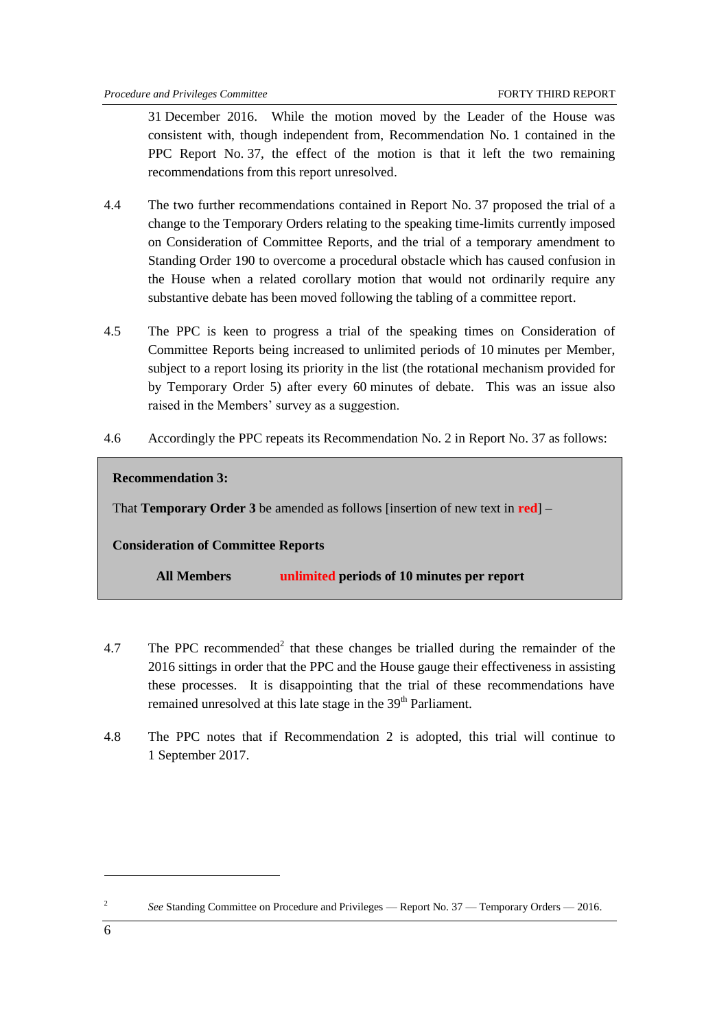31 December 2016. While the motion moved by the Leader of the House was consistent with, though independent from, Recommendation No. 1 contained in the PPC Report No. 37, the effect of the motion is that it left the two remaining recommendations from this report unresolved.

4.4 The two further recommendations contained in Report No. 37 proposed the trial of a change to the Temporary Orders relating to the speaking time-limits currently imposed on Consideration of Committee Reports, and the trial of a temporary amendment to Standing Order 190 to overcome a procedural obstacle which has caused confusion in the House when a related corollary motion that would not ordinarily require any substantive debate has been moved following the tabling of a committee report.

4.5 The PPC is keen to progress a trial of the speaking times on Consideration of Committee Reports being increased to unlimited periods of 10 minutes per Member, subject to a report losing its priority in the list (the rotational mechanism provided for by Temporary Order 5) after every 60 minutes of debate. This was an issue also raised in the Members' survey as a suggestion.

4.6 Accordingly the PPC repeats its Recommendation No. 2 in Report No. 37 as follows:

> **Recommendation 3:**
>
> That **Temporary Order 3** be amended as follows [insertion of new text in **red**] –
>
> **Consideration of Committee Reports**
>
> **All Members** **unlimited periods of 10 minutes per report**

4.7 The PPC recommended[2] that these changes be trialled during the remainder of the 2016 sittings in order that the PPC and the House gauge their effectiveness in assisting these processes. It is disappointing that the trial of these recommendations have remained unresolved at this late stage in the 39th Parliament.

4.8 The PPC notes that if Recommendation 2 is adopted, this trial will continue to 1 September 2017.

---

[2] *See* Standing Committee on Procedure and Privileges — Report No. 37 — Temporary Orders — 2016.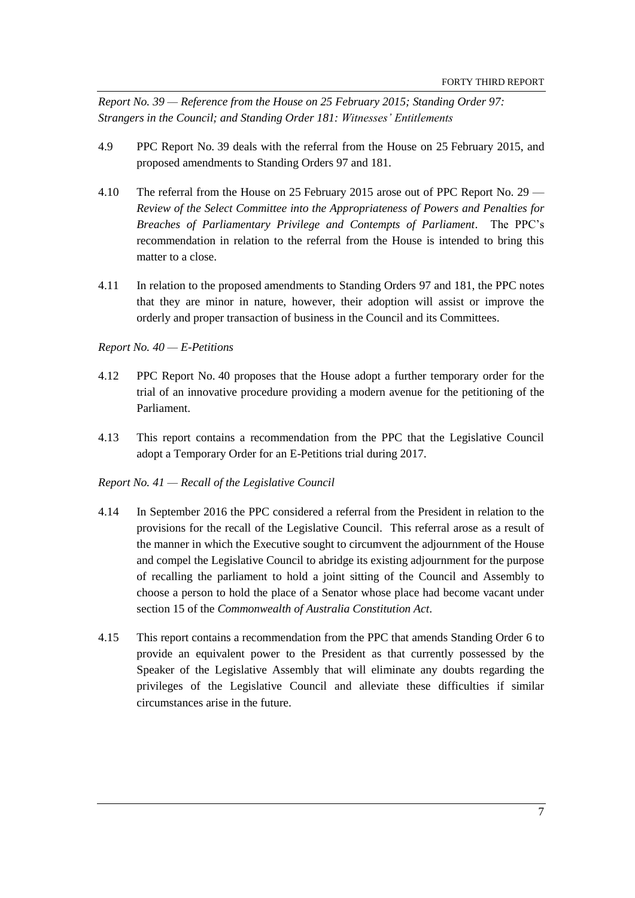*Report No. 39 — Reference from the House on 25 February 2015; Standing Order 97: Strangers in the Council; and Standing Order 181: Witnesses' Entitlements*

4.9 PPC Report No. 39 deals with the referral from the House on 25 February 2015, and proposed amendments to Standing Orders 97 and 181.

4.10 The referral from the House on 25 February 2015 arose out of PPC Report No. 29 — *Review of the Select Committee into the Appropriateness of Powers and Penalties for Breaches of Parliamentary Privilege and Contempts of Parliament*. The PPC's recommendation in relation to the referral from the House is intended to bring this matter to a close.

4.11 In relation to the proposed amendments to Standing Orders 97 and 181, the PPC notes that they are minor in nature, however, their adoption will assist or improve the orderly and proper transaction of business in the Council and its Committees.

*Report No. 40 — E-Petitions*

4.12 PPC Report No. 40 proposes that the House adopt a further temporary order for the trial of an innovative procedure providing a modern avenue for the petitioning of the Parliament.

4.13 This report contains a recommendation from the PPC that the Legislative Council adopt a Temporary Order for an E-Petitions trial during 2017.

*Report No. 41 — Recall of the Legislative Council*

4.14 In September 2016 the PPC considered a referral from the President in relation to the provisions for the recall of the Legislative Council. This referral arose as a result of the manner in which the Executive sought to circumvent the adjournment of the House and compel the Legislative Council to abridge its existing adjournment for the purpose of recalling the parliament to hold a joint sitting of the Council and Assembly to choose a person to hold the place of a Senator whose place had become vacant under section 15 of the *Commonwealth of Australia Constitution Act*.

4.15 This report contains a recommendation from the PPC that amends Standing Order 6 to provide an equivalent power to the President as that currently possessed by the Speaker of the Legislative Assembly that will eliminate any doubts regarding the privileges of the Legislative Council and alleviate these difficulties if similar circumstances arise in the future.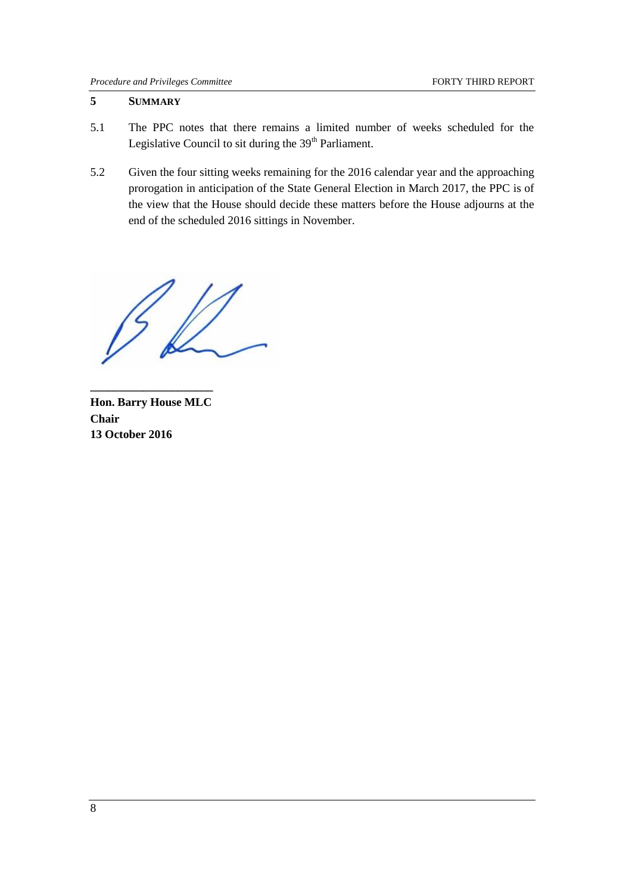## 5 SUMMARY

5.1 The PPC notes that there remains a limited number of weeks scheduled for the Legislative Council to sit during the 39th Parliament.

5.2 Given the four sitting weeks remaining for the 2016 calendar year and the approaching prorogation in anticipation of the State General Election in March 2017, the PPC is of the view that the House should decide these matters before the House adjourns at the end of the scheduled 2016 sittings in November.

**Hon. Barry House MLC**
**Chair**
**13 October 2016**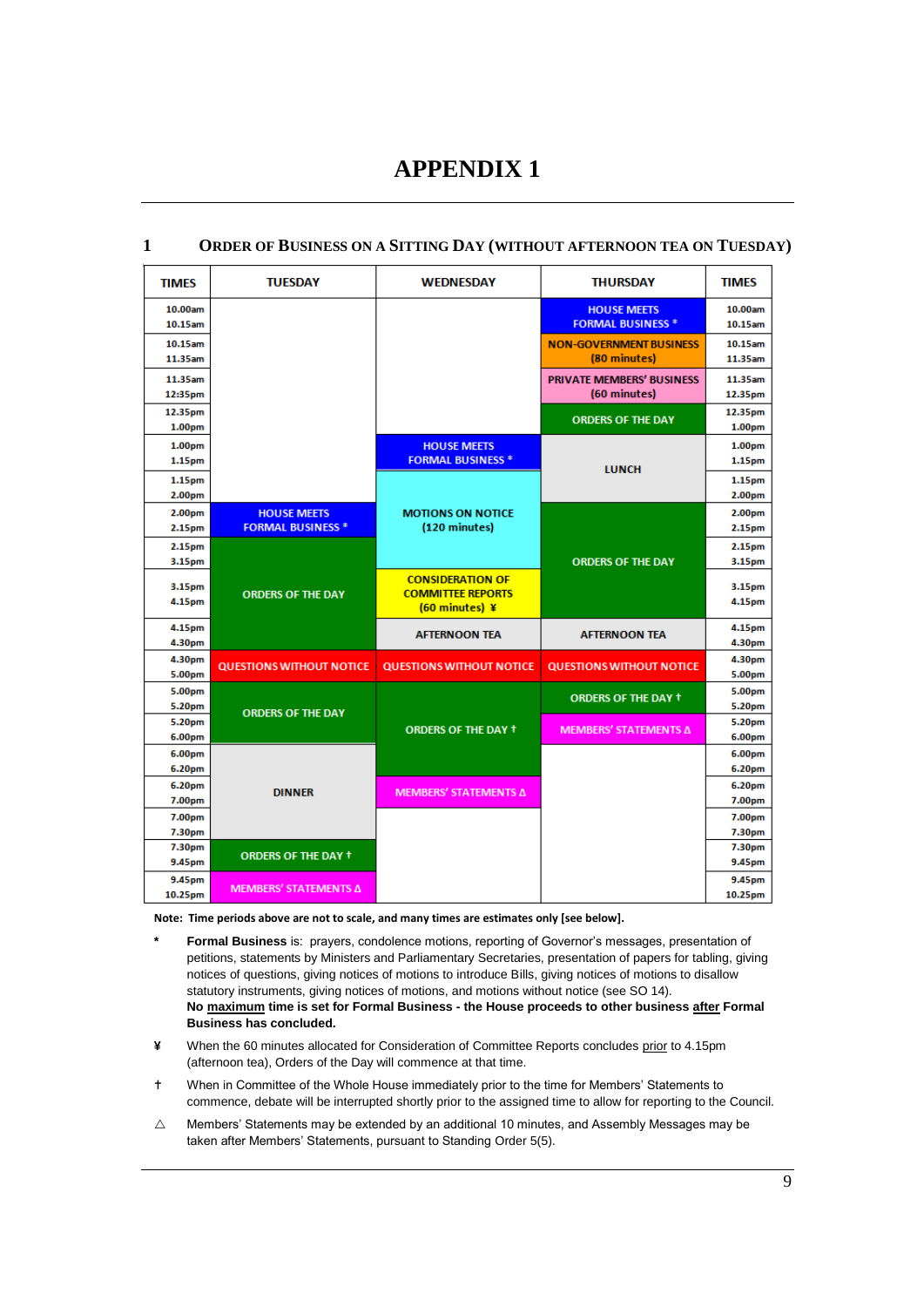# APPENDIX 1

## 1 ORDER OF BUSINESS ON A SITTING DAY (WITHOUT AFTERNOON TEA ON TUESDAY)

| TIMES | TUESDAY | WEDNESDAY | THURSDAY | TIMES |
|---|---|---|---|---|
| 10.00am 10.15am | | | HOUSE MEETS FORMAL BUSINESS * | 10.00am 10.15am |
| 10.15am 11.35am | | | NON-GOVERNMENT BUSINESS (80 minutes) | 10.15am 11.35am |
| 11.35am 12:35pm | | | PRIVATE MEMBERS' BUSINESS (60 minutes) | 11.35am 12.35pm |
| 12.35pm 1.00pm | | | ORDERS OF THE DAY | 12.35pm 1.00pm |
| 1.00pm 1.15pm | | HOUSE MEETS FORMAL BUSINESS * | LUNCH | 1.00pm 1.15pm |
| 1.15pm 2.00pm | | MOTIONS ON NOTICE (120 minutes) | LUNCH | 1.15pm 2.00pm |
| 2.00pm 2.15pm | HOUSE MEETS FORMAL BUSINESS * | MOTIONS ON NOTICE (120 minutes) | ORDERS OF THE DAY | 2.00pm 2.15pm |
| 2.15pm 3.15pm | ORDERS OF THE DAY | MOTIONS ON NOTICE (120 minutes) | ORDERS OF THE DAY | 2.15pm 3.15pm |
| 3.15pm 4.15pm | ORDERS OF THE DAY | CONSIDERATION OF COMMITTEE REPORTS (60 minutes) ¥ | ORDERS OF THE DAY | 3.15pm 4.15pm |
| 4.15pm 4.30pm | ORDERS OF THE DAY | AFTERNOON TEA | AFTERNOON TEA | 4.15pm 4.30pm |
| 4.30pm 5.00pm | QUESTIONS WITHOUT NOTICE | QUESTIONS WITHOUT NOTICE | QUESTIONS WITHOUT NOTICE | 4.30pm 5.00pm |
| 5.00pm 5.20pm | ORDERS OF THE DAY | ORDERS OF THE DAY † | ORDERS OF THE DAY † | 5.00pm 5.20pm |
| 5.20pm 6.00pm | ORDERS OF THE DAY | ORDERS OF THE DAY † | MEMBERS' STATEMENTS Δ | 5.20pm 6.00pm |
| 6.00pm 6.20pm | DINNER | ORDERS OF THE DAY † | | 6.00pm 6.20pm |
| 6.20pm 7.00pm | DINNER | MEMBERS' STATEMENTS Δ | | 6.20pm 7.00pm |
| 7.00pm 7.30pm | DINNER | | | 7.00pm 7.30pm |
| 7.30pm 9.45pm | ORDERS OF THE DAY † | | | 7.30pm 9.45pm |
| 9.45pm 10.25pm | MEMBERS' STATEMENTS Δ | | | 9.45pm 10.25pm |

**Note: Time periods above are not to scale, and many times are estimates only [see below].**

- `*` **Formal Business** is: prayers, condolence motions, reporting of Governor's messages, presentation of petitions, statements by Ministers and Parliamentary Secretaries, presentation of papers for tabling, giving notices of questions, giving notices of motions to introduce Bills, giving notices of motions to disallow statutory instruments, giving notices of motions, and motions without notice (see SO 14).
  **No maximum time is set for Formal Business - the House proceeds to other business after Formal Business has concluded.**
- ¥ When the 60 minutes allocated for Consideration of Committee Reports concludes prior to 4.15pm (afternoon tea), Orders of the Day will commence at that time.
- † When in Committee of the Whole House immediately prior to the time for Members' Statements to commence, debate will be interrupted shortly prior to the assigned time to allow for reporting to the Council.
- △ Members' Statements may be extended by an additional 10 minutes, and Assembly Messages may be taken after Members' Statements, pursuant to Standing Order 5(5).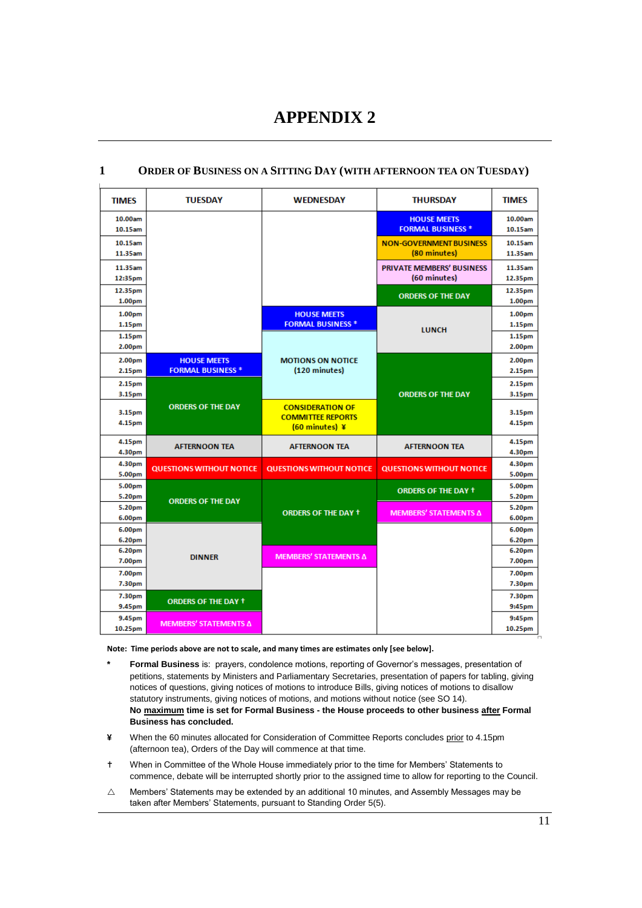# APPENDIX 2

## 1 ORDER OF BUSINESS ON A SITTING DAY (WITH AFTERNOON TEA ON TUESDAY)

| TIMES | TUESDAY | WEDNESDAY | THURSDAY | TIMES |
|---|---|---|---|---|
| 10.00am 10.15am | | | HOUSE MEETS FORMAL BUSINESS * | 10.00am 10.15am |
| 10.15am 11.35am | | | NON-GOVERNMENT BUSINESS (80 minutes) | 10.15am 11.35am |
| 11.35am 12:35pm | | | PRIVATE MEMBERS' BUSINESS (60 minutes) | 11.35am 12.35pm |
| 12.35pm 1.00pm | | | ORDERS OF THE DAY | 12.35pm 1.00pm |
| 1.00pm 1.15pm | | HOUSE MEETS FORMAL BUSINESS * | LUNCH | 1.00pm 1.15pm |
| 1.15pm 2.00pm | | MOTIONS ON NOTICE (120 minutes) | | 1.15pm 2.00pm |
| 2.00pm 2.15pm | HOUSE MEETS FORMAL BUSINESS * | | ORDERS OF THE DAY | 2.00pm 2.15pm |
| 2.15pm 3.15pm | ORDERS OF THE DAY | | | 2.15pm 3.15pm |
| 3.15pm 4.15pm | | CONSIDERATION OF COMMITTEE REPORTS (60 minutes) ¥ | | 3.15pm 4.15pm |
| 4.15pm 4.30pm | AFTERNOON TEA | AFTERNOON TEA | AFTERNOON TEA | 4.15pm 4.30pm |
| 4.30pm 5.00pm | QUESTIONS WITHOUT NOTICE | QUESTIONS WITHOUT NOTICE | QUESTIONS WITHOUT NOTICE | 4.30pm 5.00pm |
| 5.00pm 5.20pm | ORDERS OF THE DAY | ORDERS OF THE DAY † | ORDERS OF THE DAY † | 5.00pm 5.20pm |
| 5.20pm 6.00pm | | | MEMBERS' STATEMENTS Δ | 5.20pm 6.00pm |
| 6.00pm 6.20pm | DINNER | | | 6.00pm 6.20pm |
| 6.20pm 7.00pm | | MEMBERS' STATEMENTS Δ | | 6.20pm 7.00pm |
| 7.00pm 7.30pm | | | | 7.00pm 7.30pm |
| 7.30pm 9.45pm | ORDERS OF THE DAY † | | | 7.30pm 9:45pm |
| 9.45pm 10.25pm | MEMBERS' STATEMENTS Δ | | | 9:45pm 10.25pm |

**Note: Time periods above are not to scale, and many times are estimates only [see below].**

\* **Formal Business** is: prayers, condolence motions, reporting of Governor's messages, presentation of petitions, statements by Ministers and Parliamentary Secretaries, presentation of papers for tabling, giving notices of questions, giving notices of motions to introduce Bills, giving notices of motions to disallow statutory instruments, giving notices of motions, and motions without notice (see SO 14).
**No maximum time is set for Formal Business - the House proceeds to other business after Formal Business has concluded.**

¥ When the 60 minutes allocated for Consideration of Committee Reports concludes prior to 4.15pm (afternoon tea), Orders of the Day will commence at that time.

† When in Committee of the Whole House immediately prior to the time for Members' Statements to commence, debate will be interrupted shortly prior to the assigned time to allow for reporting to the Council.

△ Members' Statements may be extended by an additional 10 minutes, and Assembly Messages may be taken after Members' Statements, pursuant to Standing Order 5(5).